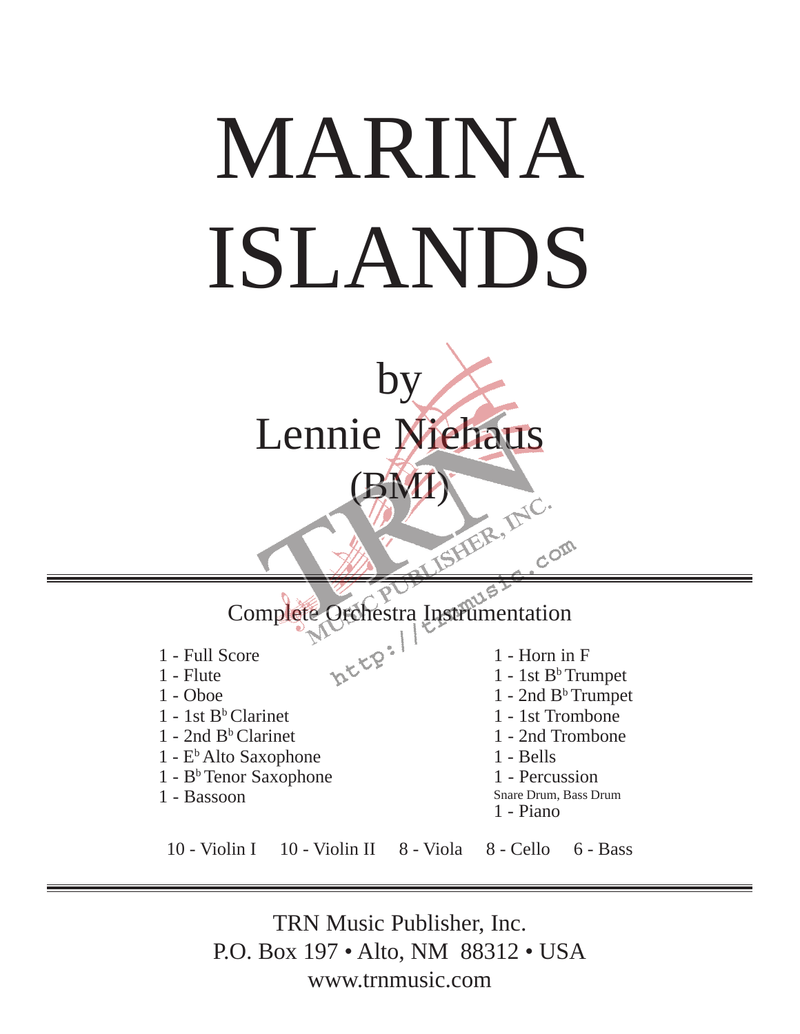# MARINA ISLANDS

by
Lennie Niehaus
(BMI)

## Complete Orchestra Instrumentation

- 1 - Full Score
- 1 - Flute
- 1 - Oboe
- 1 - 1st B♭ Clarinet
- 1 - 2nd B♭ Clarinet
- 1 - E♭ Alto Saxophone
- 1 - B♭ Tenor Saxophone
- 1 - Bassoon
- 1 - Horn in F
- 1 - 1st B♭ Trumpet
- 1 - 2nd B♭ Trumpet
- 1 - 1st Trombone
- 1 - 2nd Trombone
- 1 - Bells
- 1 - Percussion
  Snare Drum, Bass Drum
- 1 - Piano

10 - Violin I 10 - Violin II 8 - Viola 8 - Cello 6 - Bass

TRN Music Publisher, Inc.
P.O. Box 197 • Alto, NM 88312 • USA
www.trnmusic.com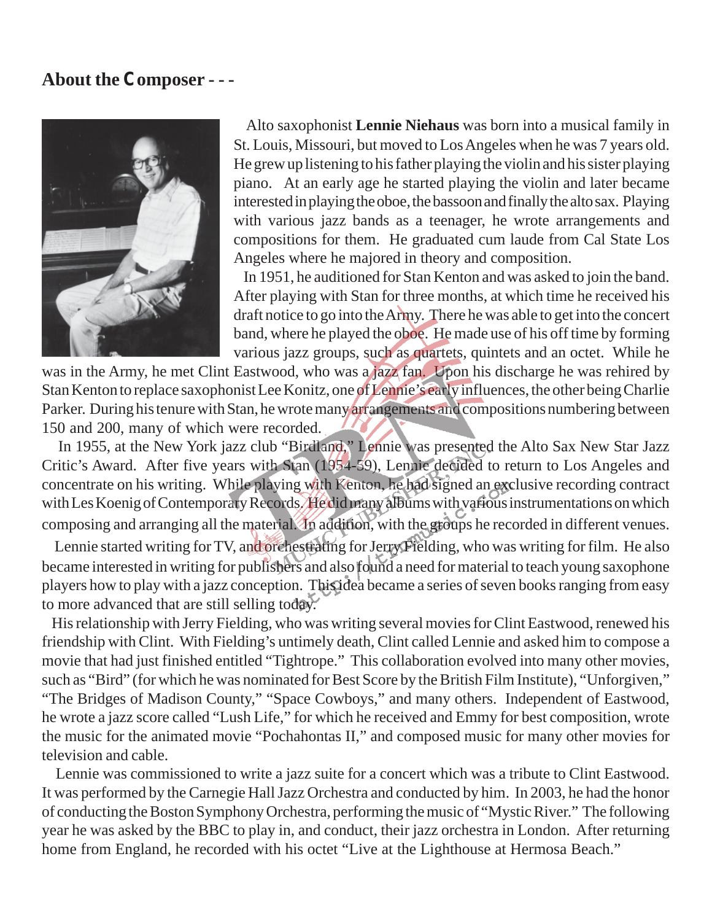## About the Composer - - -

Alto saxophonist **Lennie Niehaus** was born into a musical family in St. Louis, Missouri, but moved to Los Angeles when he was 7 years old. He grew up listening to his father playing the violin and his sister playing piano. At an early age he started playing the violin and later became interested in playing the oboe, the bassoon and finally the alto sax. Playing with various jazz bands as a teenager, he wrote arrangements and compositions for them. He graduated cum laude from Cal State Los Angeles where he majored in theory and composition.

In 1951, he auditioned for Stan Kenton and was asked to join the band. After playing with Stan for three months, at which time he received his draft notice to go into the Army. There he was able to get into the concert band, where he played the oboe. He made use of his off time by forming various jazz groups, such as quartets, quintets and an octet. While he was in the Army, he met Clint Eastwood, who was a jazz fan. Upon his discharge he was rehired by Stan Kenton to replace saxophonist Lee Konitz, one of Lennie's early influences, the other being Charlie Parker. During his tenure with Stan, he wrote many arrangements and compositions numbering between 150 and 200, many of which were recorded.

In 1955, at the New York jazz club "Birdland," Lennie was presented the Alto Sax New Star Jazz Critic's Award. After five years with Stan (1954-59), Lennie decided to return to Los Angeles and concentrate on his writing. While playing with Kenton, he had signed an exclusive recording contract with Les Koenig of Contemporary Records. He did many albums with various instrumentations on which composing and arranging all the material. In addition, with the groups he recorded in different venues.

Lennie started writing for TV, and orchestrating for Jerry Fielding, who was writing for film. He also became interested in writing for publishers and also found a need for material to teach young saxophone players how to play with a jazz conception. This idea became a series of seven books ranging from easy to more advanced that are still selling today.

His relationship with Jerry Fielding, who was writing several movies for Clint Eastwood, renewed his friendship with Clint. With Fielding's untimely death, Clint called Lennie and asked him to compose a movie that had just finished entitled "Tightrope." This collaboration evolved into many other movies, such as "Bird" (for which he was nominated for Best Score by the British Film Institute), "Unforgiven," "The Bridges of Madison County," "Space Cowboys," and many others. Independent of Eastwood, he wrote a jazz score called "Lush Life," for which he received and Emmy for best composition, wrote the music for the animated movie "Pochahontas II," and composed music for many other movies for television and cable.

Lennie was commissioned to write a jazz suite for a concert which was a tribute to Clint Eastwood. It was performed by the Carnegie Hall Jazz Orchestra and conducted by him. In 2003, he had the honor of conducting the Boston Symphony Orchestra, performing the music of "Mystic River." The following year he was asked by the BBC to play in, and conduct, their jazz orchestra in London. After returning home from England, he recorded with his octet "Live at the Lighthouse at Hermosa Beach."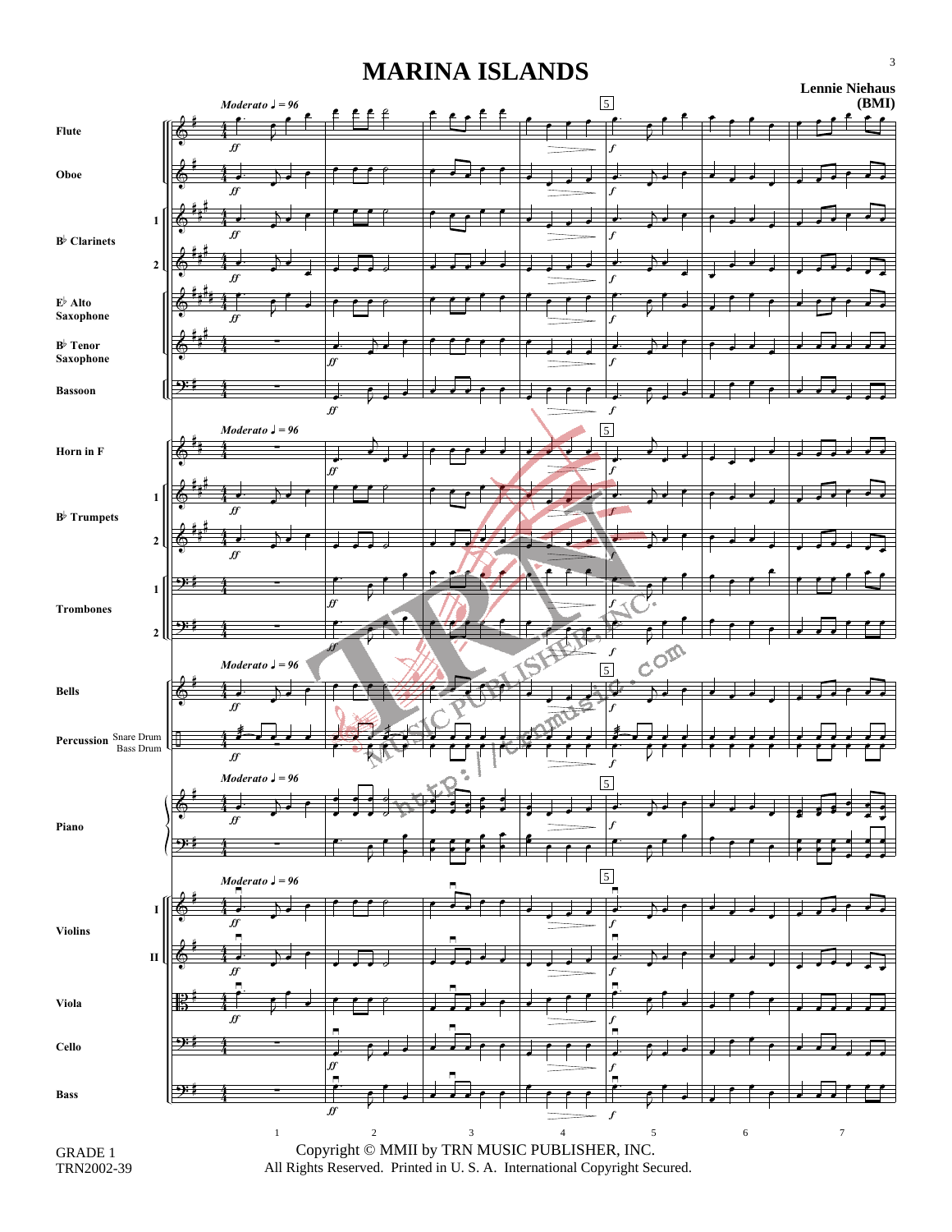# MARINA ISLANDS

**Lennie Niehaus (BMI)**

Moderato ♩ = 96

Flute
Oboe
B♭ Clarinets 1 2
E♭ Alto Saxophone
B♭ Tenor Saxophone
Bassoon
Horn in F
B♭ Trumpets 1 2
Trombones 1 2
Bells
Percussion Snare Drum Bass Drum
Piano
Violins I II
Viola
Cello
Bass

GRADE 1
TRN2002-39

Copyright © MMII by TRN MUSIC PUBLISHER, INC.
All Rights Reserved. Printed in U. S. A. International Copyright Secured.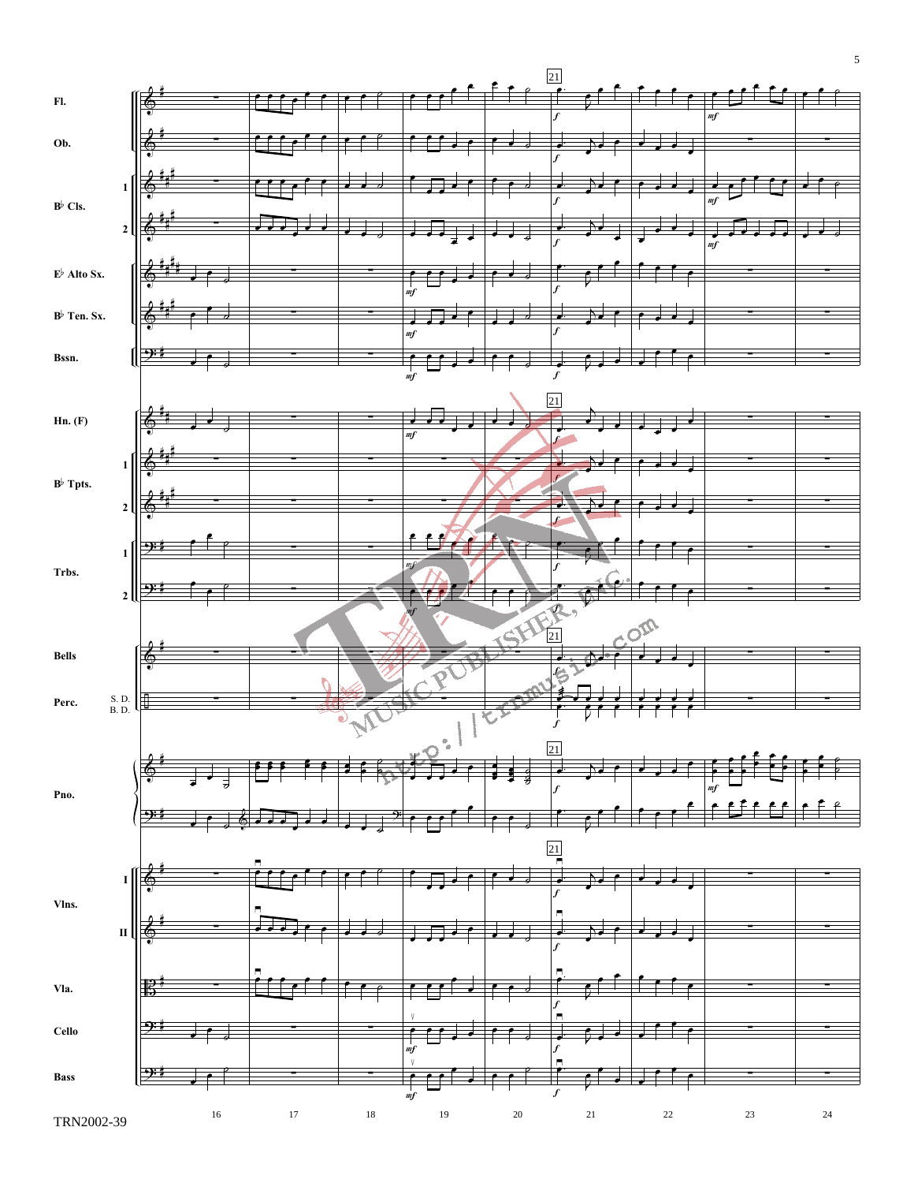Fl.

Ob.

B♭ Cls. 1, 2

E♭ Alto Sx.

B♭ Ten. Sx.

Bssn.

Hn. (F)

B♭ Tpts. 1, 2

Trbs. 1, 2

Bells

Perc. S. D. B. D.

Pno.

Vlns. I, II

Vla.

Cello

Bass

21

16 17 18 19 20 21 22 23 24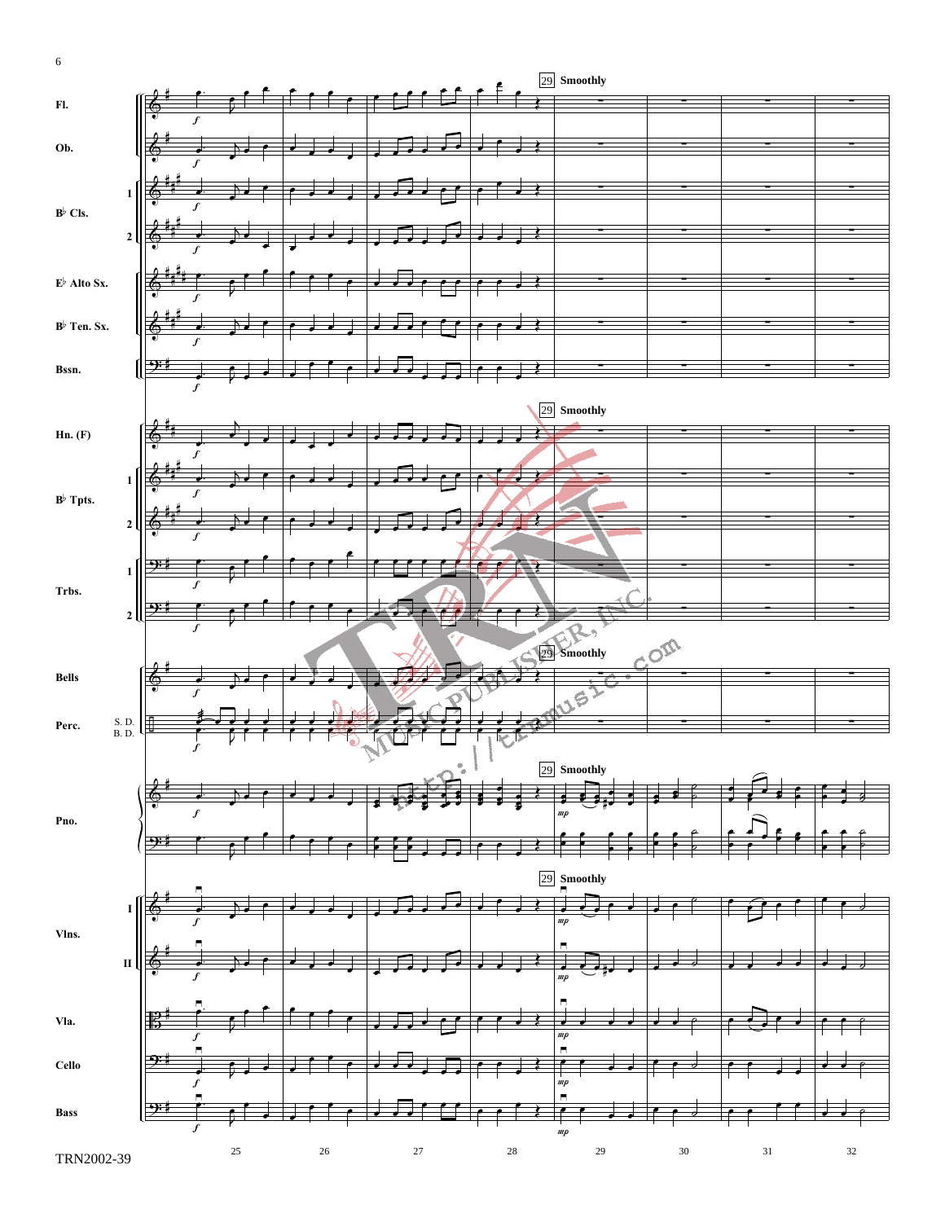29 Smoothly

Fl.

Ob.

B♭ Cls. 1 2

E♭ Alto Sx.

B♭ Ten. Sx.

Bssn.

Hn. (F)

B♭ Tpts. 1 2

Trbs. 1 2

Bells

Perc. S. D. B. D.

Pno.

Vlns. I II

Vla.

Cello

Bass

*f*

*mp*

25 26 27 28 29 30 31 32

TRN2002-39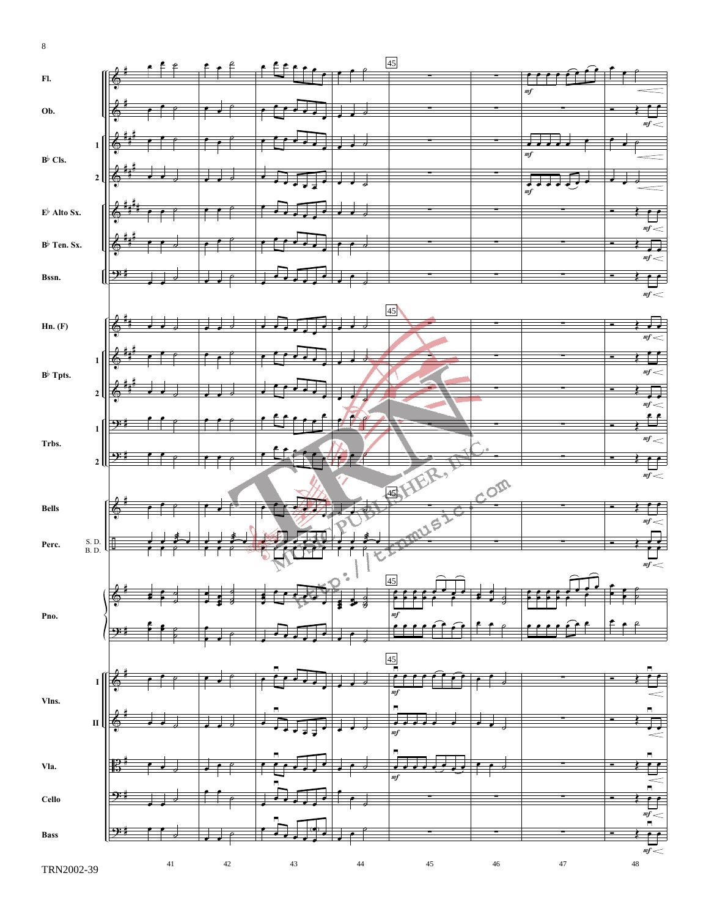Fl.

Ob.

B♭ Cls. 1 2

E♭ Alto Sx.

B♭ Ten. Sx.

Bssn.

Hn. (F)

B♭ Tpts. 1 2

Trbs. 1 2

Bells

Perc. S. D. B. D.

Pno.

Vlns. I II

Vla.

Cello

Bass

45

*mf*

41 42 43 44 45 46 47 48

TRN2002-39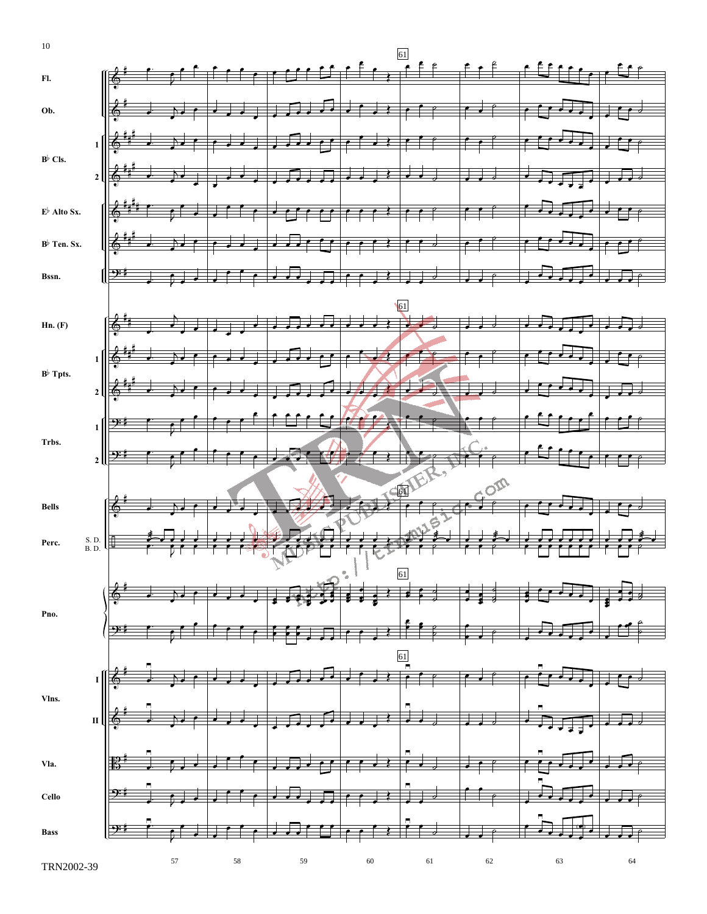Fl.

Ob.

B♭ Cls. 1 2

E♭ Alto Sx.

B♭ Ten. Sx.

Bssn.

Hn. (F)

B♭ Tpts. 1 2

Trbs. 1 2

Bells

Perc. S. D. B. D.

Pno.

Vlns. I II

Vla.

Cello

Bass

61

57 58 59 60 61 62 63 64

TRN2002-39